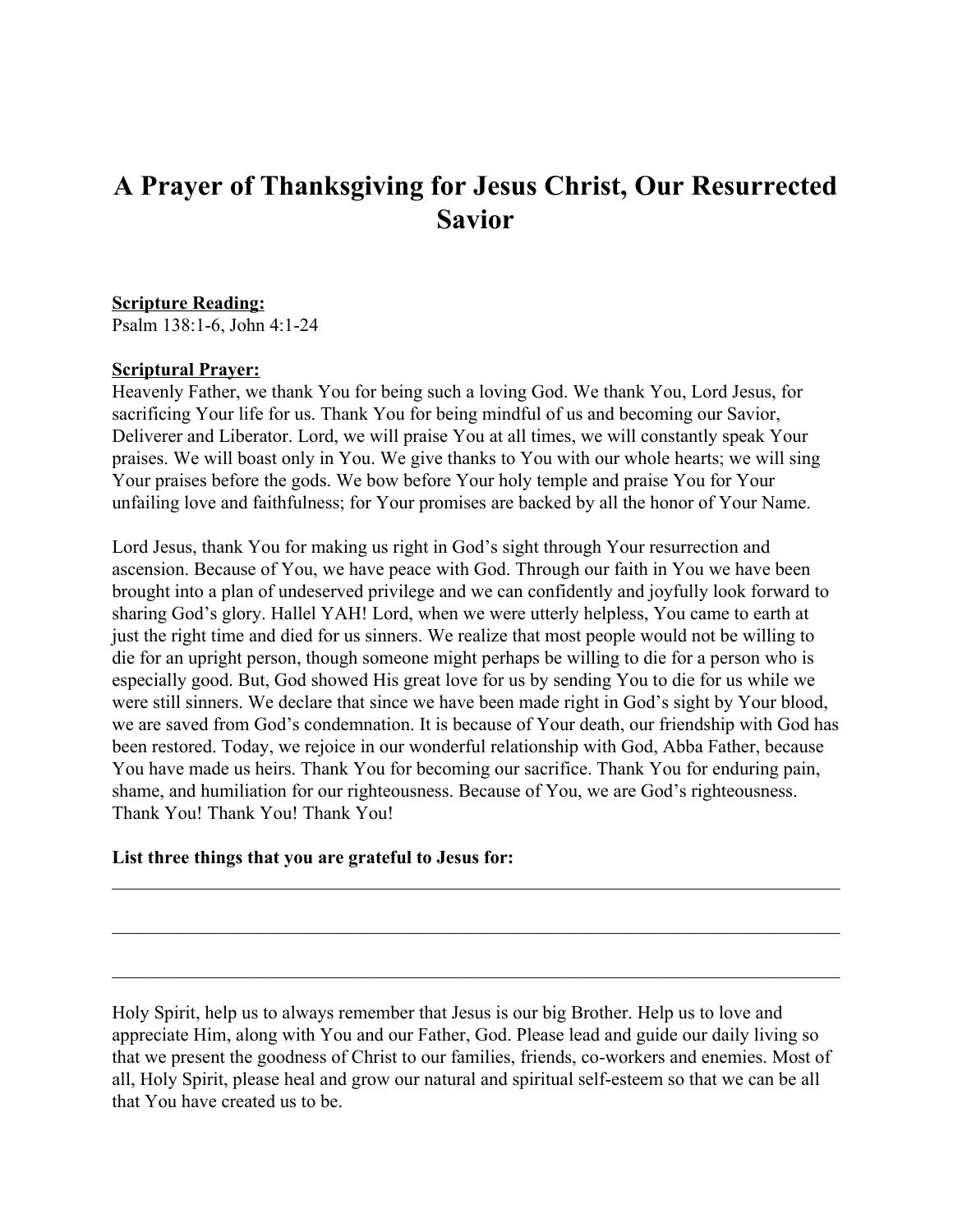# A Prayer of Thanksgiving for Jesus Christ, Our Resurrected Savior

**Scripture Reading:**
Psalm 138:1-6, John 4:1-24

**Scriptural Prayer:**
Heavenly Father, we thank You for being such a loving God. We thank You, Lord Jesus, for sacrificing Your life for us. Thank You for being mindful of us and becoming our Savior, Deliverer and Liberator. Lord, we will praise You at all times, we will constantly speak Your praises. We will boast only in You. We give thanks to You with our whole hearts; we will sing Your praises before the gods. We bow before Your holy temple and praise You for Your unfailing love and faithfulness; for Your promises are backed by all the honor of Your Name.

Lord Jesus, thank You for making us right in God's sight through Your resurrection and ascension. Because of You, we have peace with God. Through our faith in You we have been brought into a plan of undeserved privilege and we can confidently and joyfully look forward to sharing God's glory. Hallel YAH! Lord, when we were utterly helpless, You came to earth at just the right time and died for us sinners. We realize that most people would not be willing to die for an upright person, though someone might perhaps be willing to die for a person who is especially good. But, God showed His great love for us by sending You to die for us while we were still sinners. We declare that since we have been made right in God's sight by Your blood, we are saved from God's condemnation. It is because of Your death, our friendship with God has been restored. Today, we rejoice in our wonderful relationship with God, Abba Father, because You have made us heirs. Thank You for becoming our sacrifice. Thank You for enduring pain, shame, and humiliation for our righteousness. Because of You, we are God's righteousness. Thank You! Thank You! Thank You!

**List three things that you are grateful to Jesus for:**

\_\_\_\_\_\_\_\_\_\_\_\_\_\_\_\_\_\_\_\_\_\_\_\_\_\_\_\_\_\_\_\_\_\_\_\_\_\_\_\_\_\_\_\_\_\_\_\_\_\_\_\_\_\_\_\_\_\_\_\_\_\_\_\_\_\_\_\_\_\_\_\_\_\_

\_\_\_\_\_\_\_\_\_\_\_\_\_\_\_\_\_\_\_\_\_\_\_\_\_\_\_\_\_\_\_\_\_\_\_\_\_\_\_\_\_\_\_\_\_\_\_\_\_\_\_\_\_\_\_\_\_\_\_\_\_\_\_\_\_\_\_\_\_\_\_\_\_\_

\_\_\_\_\_\_\_\_\_\_\_\_\_\_\_\_\_\_\_\_\_\_\_\_\_\_\_\_\_\_\_\_\_\_\_\_\_\_\_\_\_\_\_\_\_\_\_\_\_\_\_\_\_\_\_\_\_\_\_\_\_\_\_\_\_\_\_\_\_\_\_\_\_\_

Holy Spirit, help us to always remember that Jesus is our big Brother. Help us to love and appreciate Him, along with You and our Father, God. Please lead and guide our daily living so that we present the goodness of Christ to our families, friends, co-workers and enemies. Most of all, Holy Spirit, please heal and grow our natural and spiritual self-esteem so that we can be all that You have created us to be.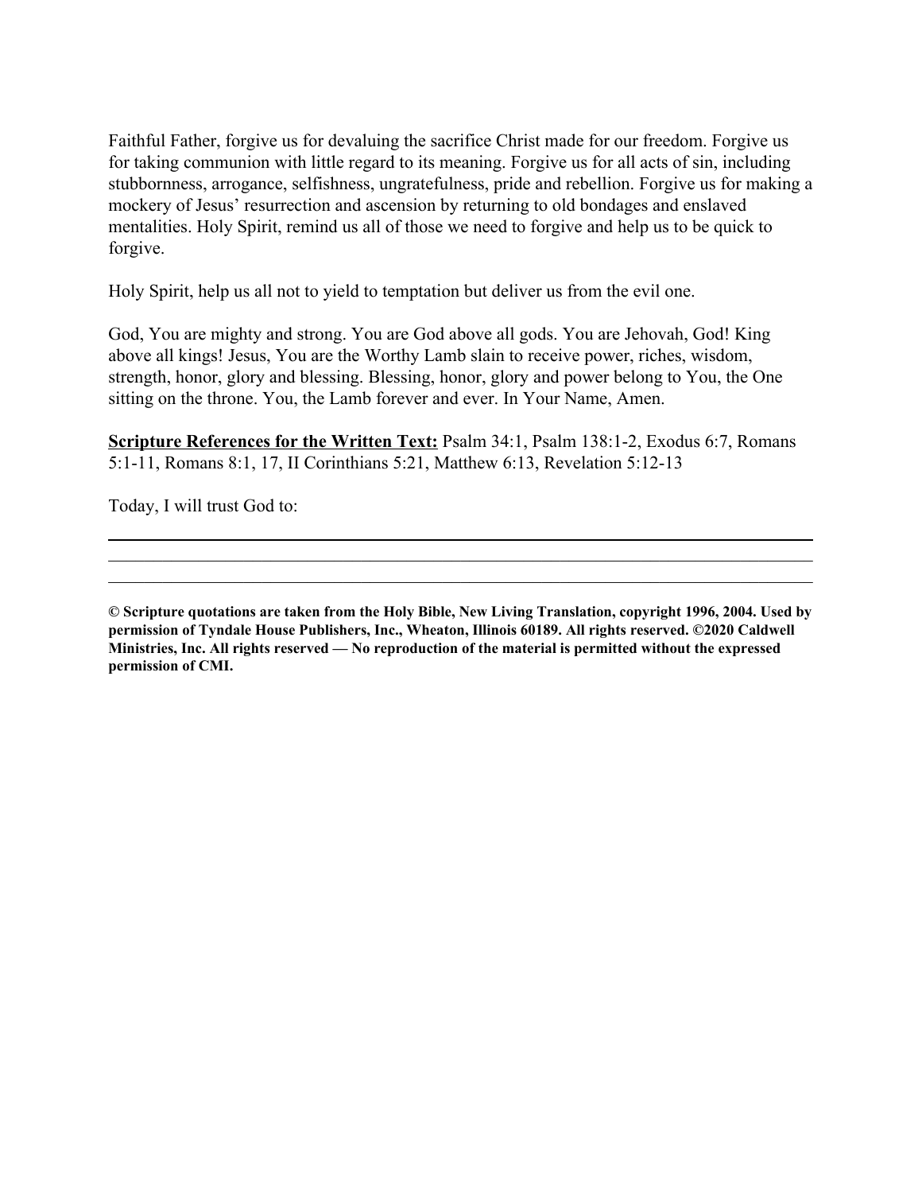Faithful Father, forgive us for devaluing the sacrifice Christ made for our freedom. Forgive us for taking communion with little regard to its meaning. Forgive us for all acts of sin, including stubbornness, arrogance, selfishness, ungratefulness, pride and rebellion. Forgive us for making a mockery of Jesus' resurrection and ascension by returning to old bondages and enslaved mentalities. Holy Spirit, remind us all of those we need to forgive and help us to be quick to forgive.

Holy Spirit, help us all not to yield to temptation but deliver us from the evil one.

God, You are mighty and strong. You are God above all gods. You are Jehovah, God! King above all kings! Jesus, You are the Worthy Lamb slain to receive power, riches, wisdom, strength, honor, glory and blessing. Blessing, honor, glory and power belong to You, the One sitting on the throne. You, the Lamb forever and ever. In Your Name, Amen.

**Scripture References for the Written Text:** Psalm 34:1, Psalm 138:1-2, Exodus 6:7, Romans 5:1-11, Romans 8:1, 17, II Corinthians 5:21, Matthew 6:13, Revelation 5:12-13

Today, I will trust God to:

\_\_\_\_\_\_\_\_\_\_\_\_\_\_\_\_\_\_\_\_\_\_\_\_\_\_\_\_\_\_\_\_\_\_\_\_\_\_\_\_\_\_\_\_\_\_\_\_\_\_\_\_\_\_\_\_\_\_\_\_\_\_\_\_\_\_\_\_\_\_\_\_\_\_\_\_\_\_

\_\_\_\_\_\_\_\_\_\_\_\_\_\_\_\_\_\_\_\_\_\_\_\_\_\_\_\_\_\_\_\_\_\_\_\_\_\_\_\_\_\_\_\_\_\_\_\_\_\_\_\_\_\_\_\_\_\_\_\_\_\_\_\_\_\_\_\_\_\_\_\_\_\_\_\_\_\_

\_\_\_\_\_\_\_\_\_\_\_\_\_\_\_\_\_\_\_\_\_\_\_\_\_\_\_\_\_\_\_\_\_\_\_\_\_\_\_\_\_\_\_\_\_\_\_\_\_\_\_\_\_\_\_\_\_\_\_\_\_\_\_\_\_\_\_\_\_\_\_\_\_\_\_\_\_\_

**© Scripture quotations are taken from the Holy Bible, New Living Translation, copyright 1996, 2004. Used by permission of Tyndale House Publishers, Inc., Wheaton, Illinois 60189. All rights reserved. ©2020 Caldwell Ministries, Inc. All rights reserved — No reproduction of the material is permitted without the expressed permission of CMI.**